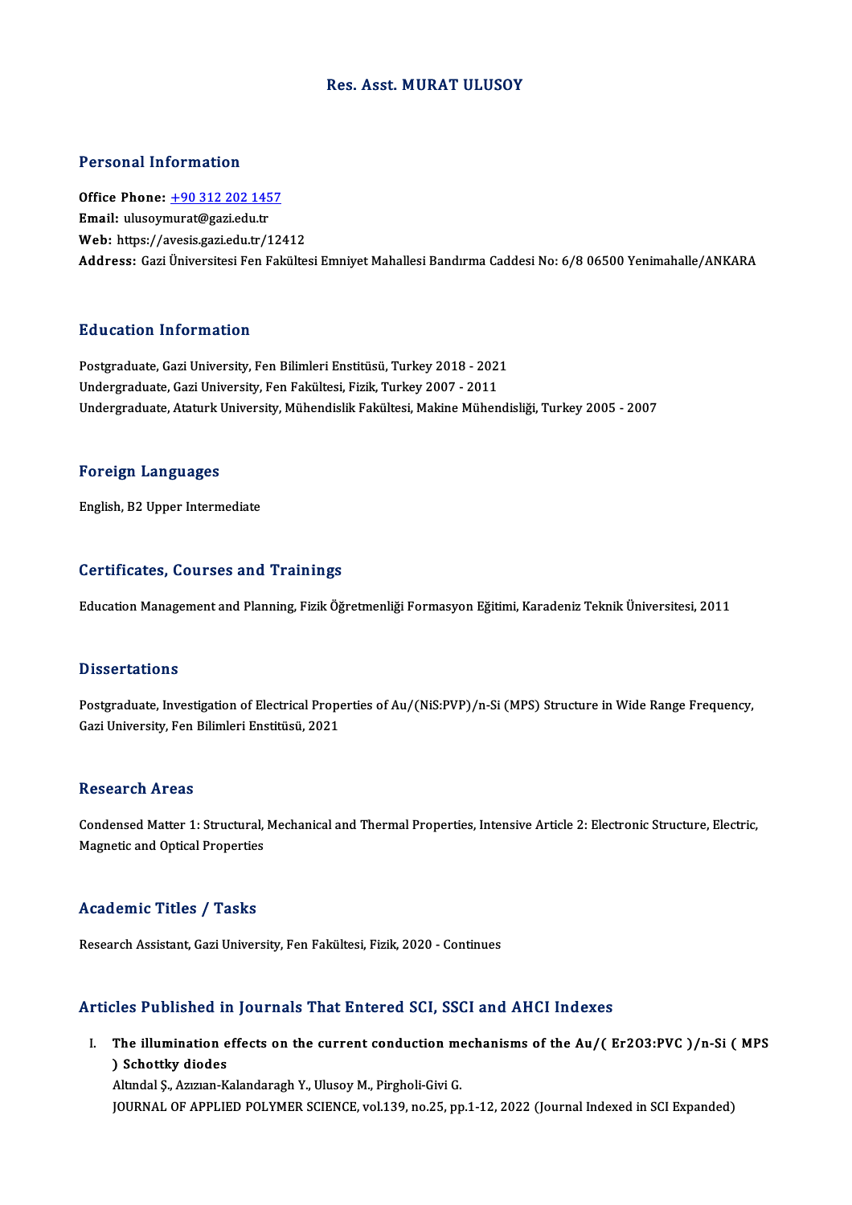# Res. Asst. MURAT ULUSOY

## Personal Information

**Office Phone:** +90 312 202 1457
**Email:** ulusoymurat@gazi.edu.tr
**Web:** https://avesis.gazi.edu.tr/12412
**Address:** Gazi Üniversitesi Fen Fakültesi Emniyet Mahallesi Bandırma Caddesi No: 6/8 06500 Yenimahalle/ANKARA

## Education Information

Postgraduate, Gazi University, Fen Bilimleri Enstitüsü, Turkey 2018 - 2021
Undergraduate, Gazi University, Fen Fakültesi, Fizik, Turkey 2007 - 2011
Undergraduate, Ataturk University, Mühendislik Fakültesi, Makine Mühendisliği, Turkey 2005 - 2007

## Foreign Languages

English, B2 Upper Intermediate

## Certificates, Courses and Trainings

Education Management and Planning, Fizik Öğretmenliği Formasyon Eğitimi, Karadeniz Teknik Üniversitesi, 2011

## Dissertations

Postgraduate, Investigation of Electrical Properties of Au/(NiS:PVP)/n-Si (MPS) Structure in Wide Range Frequency, Gazi University, Fen Bilimleri Enstitüsü, 2021

## Research Areas

Condensed Matter 1: Structural, Mechanical and Thermal Properties, Intensive Article 2: Electronic Structure, Electric, Magnetic and Optical Properties

## Academic Titles / Tasks

Research Assistant, Gazi University, Fen Fakültesi, Fizik, 2020 - Continues

## Articles Published in Journals That Entered SCI, SSCI and AHCI Indexes

I. **The illumination effects on the current conduction mechanisms of the Au/( Er2O3:PVC )/n-Si ( MPS ) Schottky diodes**
Altındal Ş., Azızıan-Kalandaragh Y., Ulusoy M., Pirgholi-Givi G.
JOURNAL OF APPLIED POLYMER SCIENCE, vol.139, no.25, pp.1-12, 2022 (Journal Indexed in SCI Expanded)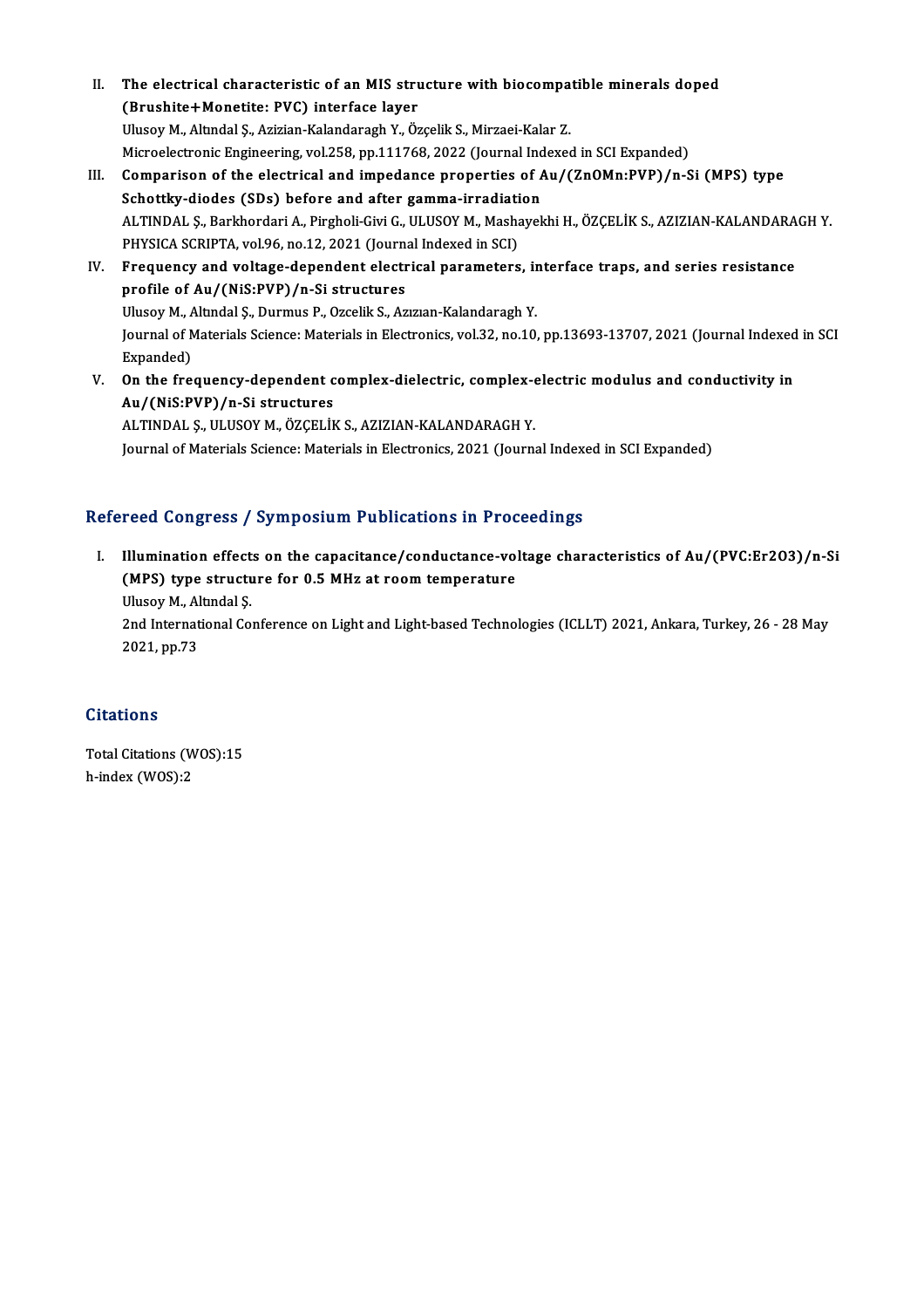II. **The electrical characteristic of an MIS structure with biocompatible minerals doped (Brushite+Monetite: PVC) interface layer**
Ulusoy M., Altındal Ş., Azizian-Kalandaragh Y., Özçelik S., Mirzaei-Kalar Z.
Microelectronic Engineering, vol.258, pp.111768, 2022 (Journal Indexed in SCI Expanded)

III. **Comparison of the electrical and impedance properties of Au/(ZnOMn:PVP)/n-Si (MPS) type Schottky-diodes (SDs) before and after gamma-irradiation**
ALTINDAL Ş., Barkhordari A., Pirgholi-Givi G., ULUSOY M., Mashayekhi H., ÖZÇELİK S., AZIZIAN-KALANDARAGH Y.
PHYSICA SCRIPTA, vol.96, no.12, 2021 (Journal Indexed in SCI)

IV. **Frequency and voltage-dependent electrical parameters, interface traps, and series resistance profile of Au/(NiS:PVP)/n-Si structures**
Ulusoy M., Altındal Ş., Durmus P., Ozcelik S., Azızıan-Kalandaragh Y.
Journal of Materials Science: Materials in Electronics, vol.32, no.10, pp.13693-13707, 2021 (Journal Indexed in SCI Expanded)

V. **On the frequency-dependent complex-dielectric, complex-electric modulus and conductivity in Au/(NiS:PVP)/n-Si structures**
ALTINDAL Ş., ULUSOY M., ÖZÇELİK S., AZIZIAN-KALANDARAGH Y.
Journal of Materials Science: Materials in Electronics, 2021 (Journal Indexed in SCI Expanded)

## Refereed Congress / Symposium Publications in Proceedings

I. **Illumination effects on the capacitance/conductance-voltage characteristics of Au/(PVC:Er2O3)/n-Si (MPS) type structure for 0.5 MHz at room temperature**
Ulusoy M., Altındal Ş.
2nd International Conference on Light and Light-based Technologies (ICLLT) 2021, Ankara, Turkey, 26 - 28 May 2021, pp.73

## Citations

Total Citations (WOS):15
h-index (WOS):2